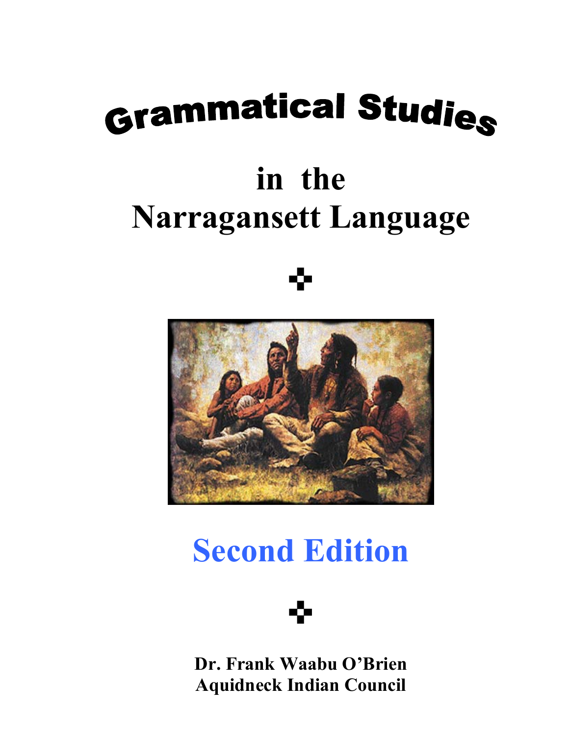# Grammatical Studies

# in the Narragansett Language

✜

## Second Edition

✜

**Dr. Frank Waabu O'Brien**
**Aquidneck Indian Council**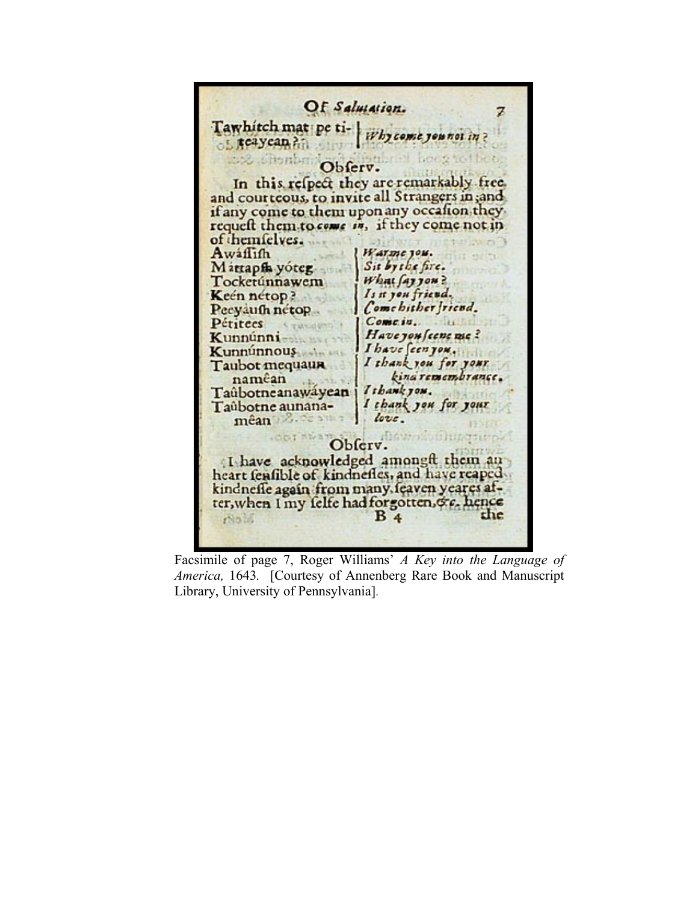## Of *Salutation*.

| | |
|---|---|
| Tawhítch mat pe titeayean? | *Why come you not in?* |

### Obſerv.

In this reſpect they are remarkably free and courteous, to invite all Strangers in; and if any come to them upon any occaſion they requeſt them to *come in*, if they come not in of themſelves.

| | |
|---|---|
| Awáſſiſh | *Warme you.* |
| Máttapſh yóteg | *Sit by the fire.* |
| Tocketúnnawem | *What ſay you?* |
| Keén nétop? | *Is it you friend.* |
| Peeyáuſh nétop | *Come hither friend.* |
| Pétitees | *Come in.* |
| Kunnúnni | *Have you ſeene me?* |
| Kunnúnnous | *I have ſeen you.* |
| Taubot mequaun namêan | *I thank you for your kind remembrance.* |
| Taûbotneanawáyean | *I thank you.* |
| Taûbotne aunanamêan | *I thank you for your love.* |

### Obſerv.

I have acknowledged amongſt them an heart ſenſible of kindneſſes, and have reaped kindneſſe again from many, ſeaven yeares after, when I my ſelfe had forgotten, &c. hence the

B 4

Facsimile of page 7, Roger Williams' *A Key into the Language of America,* 1643. [Courtesy of Annenberg Rare Book and Manuscript Library, University of Pennsylvania].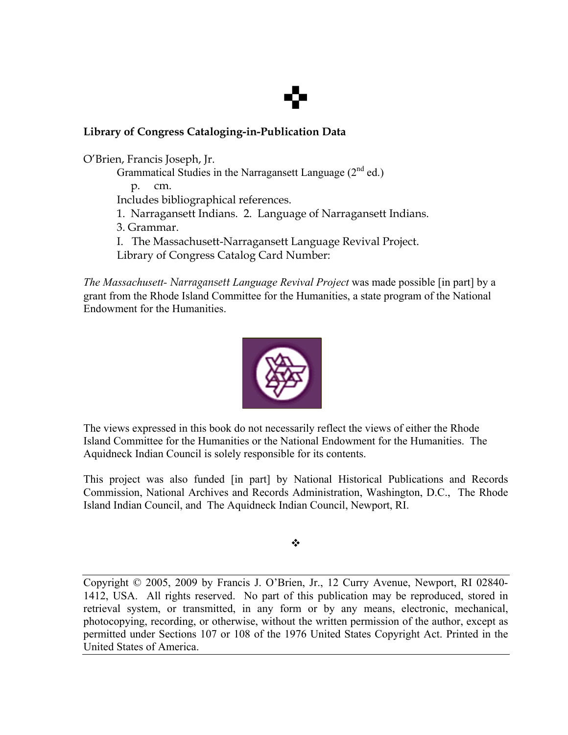**Library of Congress Cataloging-in-Publication Data**

O'Brien, Francis Joseph, Jr.

Grammatical Studies in the Narragansett Language (2nd ed.)

p. cm.

Includes bibliographical references.

1. Narragansett Indians. 2. Language of Narragansett Indians.

3. Grammar.

I. The Massachusett-Narragansett Language Revival Project.

Library of Congress Catalog Card Number:

*The Massachusett- Narragansett Language Revival Project* was made possible [in part] by a grant from the Rhode Island Committee for the Humanities, a state program of the National Endowment for the Humanities.

The views expressed in this book do not necessarily reflect the views of either the Rhode Island Committee for the Humanities or the National Endowment for the Humanities. The Aquidneck Indian Council is solely responsible for its contents.

This project was also funded [in part] by National Historical Publications and Records Commission, National Archives and Records Administration, Washington, D.C., The Rhode Island Indian Council, and The Aquidneck Indian Council, Newport, RI.

❖

---

Copyright © 2005, 2009 by Francis J. O'Brien, Jr., 12 Curry Avenue, Newport, RI 02840-1412, USA. All rights reserved. No part of this publication may be reproduced, stored in retrieval system, or transmitted, in any form or by any means, electronic, mechanical, photocopying, recording, or otherwise, without the written permission of the author, except as permitted under Sections 107 or 108 of the 1976 United States Copyright Act. Printed in the United States of America.

---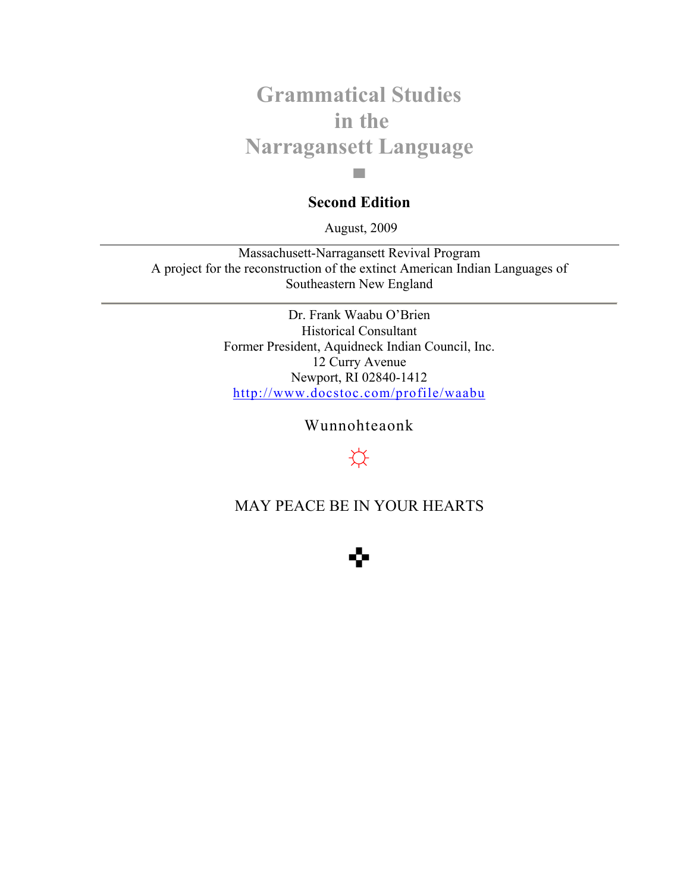# Grammatical Studies in the Narragansett Language

■

**Second Edition**

August, 2009

---

Massachusett-Narragansett Revival Program
A project for the reconstruction of the extinct American Indian Languages of Southeastern New England

---

Dr. Frank Waabu O'Brien
Historical Consultant
Former President, Aquidneck Indian Council, Inc.
12 Curry Avenue
Newport, RI 02840-1412
http://www.docstoc.com/profile/waabu

Wunnohteaonk

☼

MAY PEACE BE IN YOUR HEARTS

✜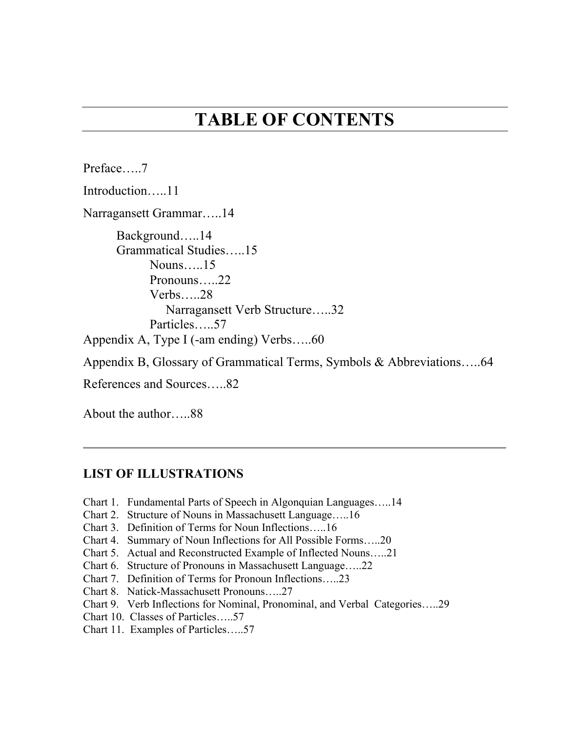# TABLE OF CONTENTS

Preface…..7

Introduction…..11

Narragansett Grammar…..14

- Background…..14
- Grammatical Studies…..15
  - Nouns…..15
  - Pronouns…..22
  - Verbs…..28
    - Narragansett Verb Structure…..32
  - Particles…..57

Appendix A, Type I (-am ending) Verbs…..60

Appendix B, Glossary of Grammatical Terms, Symbols & Abbreviations…..64

References and Sources…..82

About the author…..88

---

## LIST OF ILLUSTRATIONS

Chart 1. Fundamental Parts of Speech in Algonquian Languages…..14
Chart 2. Structure of Nouns in Massachusett Language…..16
Chart 3. Definition of Terms for Noun Inflections…..16
Chart 4. Summary of Noun Inflections for All Possible Forms…..20
Chart 5. Actual and Reconstructed Example of Inflected Nouns…..21
Chart 6. Structure of Pronouns in Massachusett Language…..22
Chart 7. Definition of Terms for Pronoun Inflections…..23
Chart 8. Natick-Massachusett Pronouns…..27
Chart 9. Verb Inflections for Nominal, Pronominal, and Verbal Categories…..29
Chart 10. Classes of Particles…..57
Chart 11. Examples of Particles…..57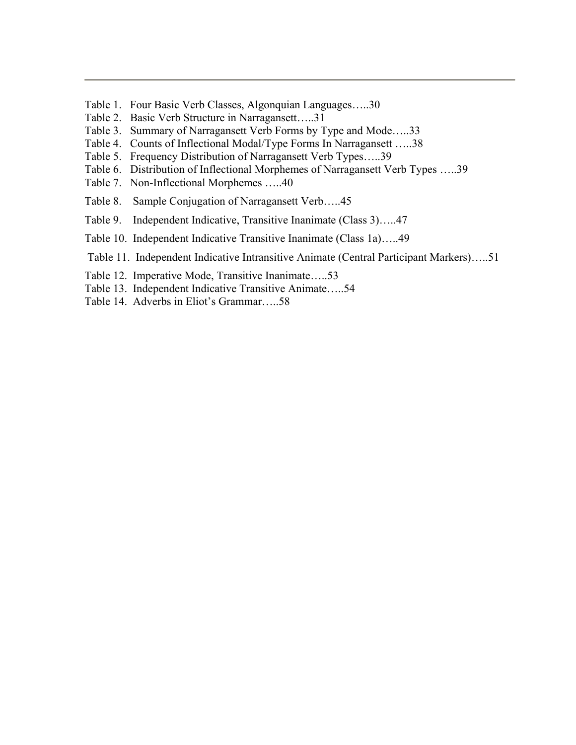Table 1. Four Basic Verb Classes, Algonquian Languages…..30

Table 2. Basic Verb Structure in Narragansett…..31

Table 3. Summary of Narragansett Verb Forms by Type and Mode…..33

Table 4. Counts of Inflectional Modal/Type Forms In Narragansett …..38

Table 5. Frequency Distribution of Narragansett Verb Types…..39

Table 6. Distribution of Inflectional Morphemes of Narragansett Verb Types …..39

Table 7. Non-Inflectional Morphemes …..40

Table 8. Sample Conjugation of Narragansett Verb…..45

Table 9. Independent Indicative, Transitive Inanimate (Class 3)…..47

Table 10. Independent Indicative Transitive Inanimate (Class 1a)…..49

Table 11. Independent Indicative Intransitive Animate (Central Participant Markers)…..51

Table 12. Imperative Mode, Transitive Inanimate…..53

Table 13. Independent Indicative Transitive Animate…..54

Table 14. Adverbs in Eliot's Grammar…..58